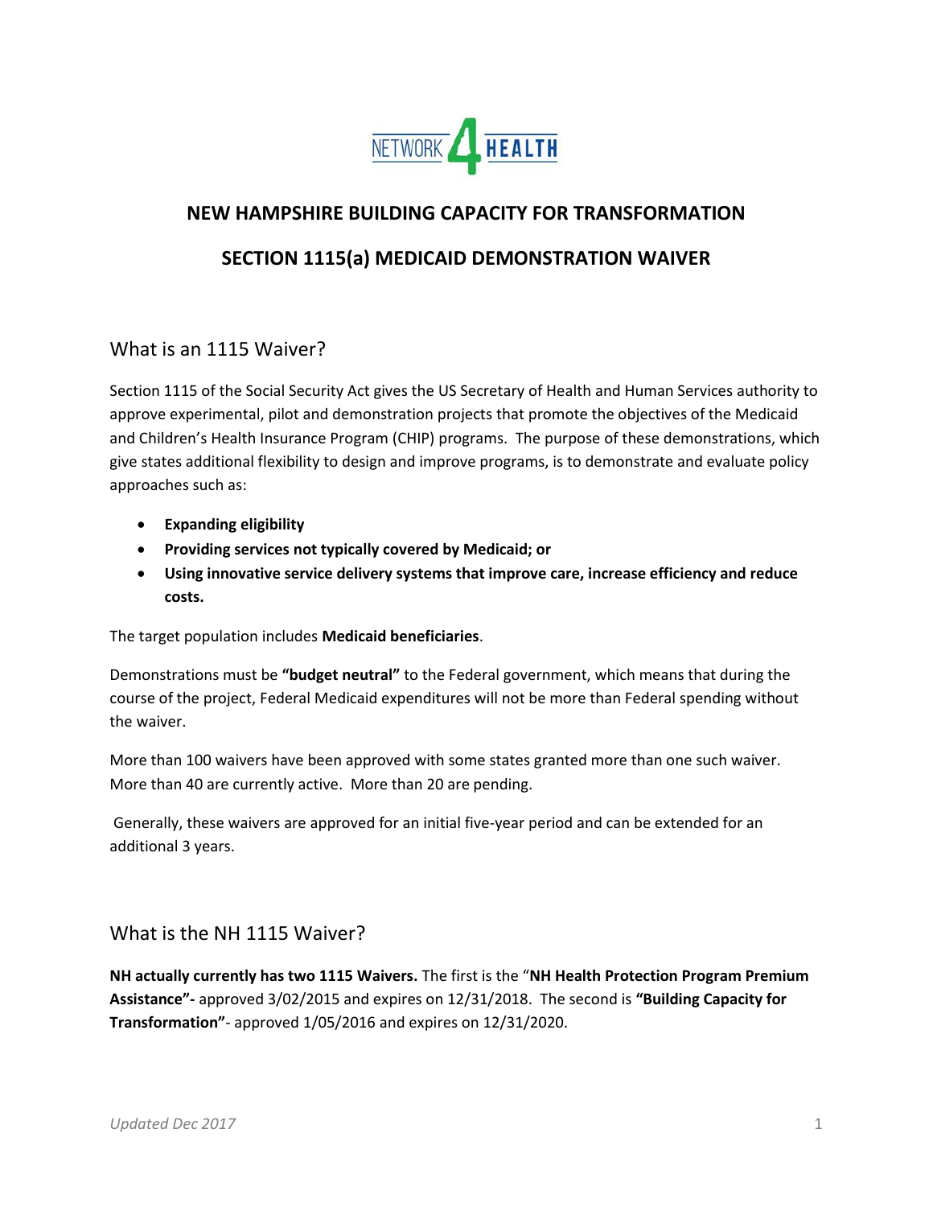# NEW HAMPSHIRE BUILDING CAPACITY FOR TRANSFORMATION

# SECTION 1115(a) MEDICAID DEMONSTRATION WAIVER

## What is an 1115 Waiver?

Section 1115 of the Social Security Act gives the US Secretary of Health and Human Services authority to approve experimental, pilot and demonstration projects that promote the objectives of the Medicaid and Children's Health Insurance Program (CHIP) programs. The purpose of these demonstrations, which give states additional flexibility to design and improve programs, is to demonstrate and evaluate policy approaches such as:

- **Expanding eligibility**
- **Providing services not typically covered by Medicaid; or**
- **Using innovative service delivery systems that improve care, increase efficiency and reduce costs.**

The target population includes **Medicaid beneficiaries**.

Demonstrations must be **"budget neutral"** to the Federal government, which means that during the course of the project, Federal Medicaid expenditures will not be more than Federal spending without the waiver.

More than 100 waivers have been approved with some states granted more than one such waiver. More than 40 are currently active. More than 20 are pending.

Generally, these waivers are approved for an initial five-year period and can be extended for an additional 3 years.

## What is the NH 1115 Waiver?

**NH actually currently has two 1115 Waivers.** The first is the "**NH Health Protection Program Premium Assistance"-** approved 3/02/2015 and expires on 12/31/2018. The second is **"Building Capacity for Transformation"**- approved 1/05/2016 and expires on 12/31/2020.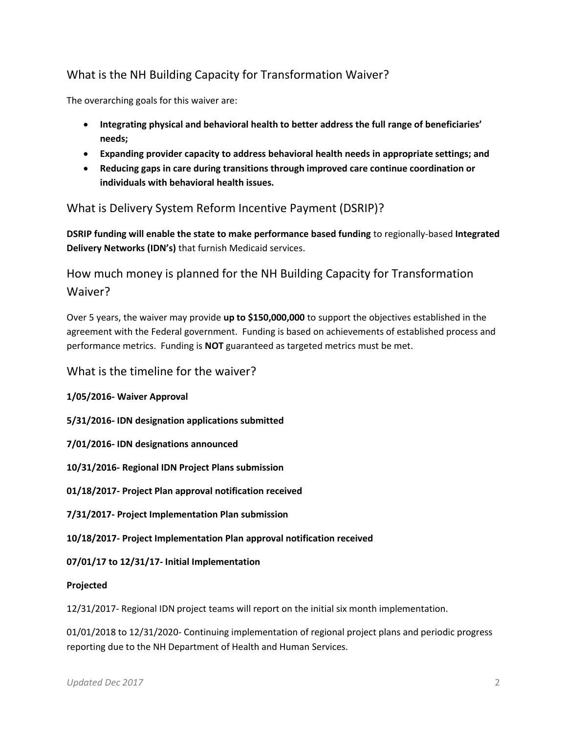## What is the NH Building Capacity for Transformation Waiver?

The overarching goals for this waiver are:

- **Integrating physical and behavioral health to better address the full range of beneficiaries' needs;**
- **Expanding provider capacity to address behavioral health needs in appropriate settings; and**
- **Reducing gaps in care during transitions through improved care continue coordination or individuals with behavioral health issues.**

## What is Delivery System Reform Incentive Payment (DSRIP)?

**DSRIP funding will enable the state to make performance based funding** to regionally-based **Integrated Delivery Networks (IDN's)** that furnish Medicaid services.

## How much money is planned for the NH Building Capacity for Transformation Waiver?

Over 5 years, the waiver may provide **up to $150,000,000** to support the objectives established in the agreement with the Federal government. Funding is based on achievements of established process and performance metrics. Funding is **NOT** guaranteed as targeted metrics must be met.

## What is the timeline for the waiver?

**1/05/2016- Waiver Approval**

**5/31/2016- IDN designation applications submitted**

**7/01/2016- IDN designations announced**

**10/31/2016- Regional IDN Project Plans submission**

**01/18/2017- Project Plan approval notification received**

**7/31/2017- Project Implementation Plan submission**

**10/18/2017- Project Implementation Plan approval notification received**

**07/01/17 to 12/31/17- Initial Implementation**

**Projected**

12/31/2017- Regional IDN project teams will report on the initial six month implementation.

01/01/2018 to 12/31/2020- Continuing implementation of regional project plans and periodic progress reporting due to the NH Department of Health and Human Services.

*Updated Dec 2017*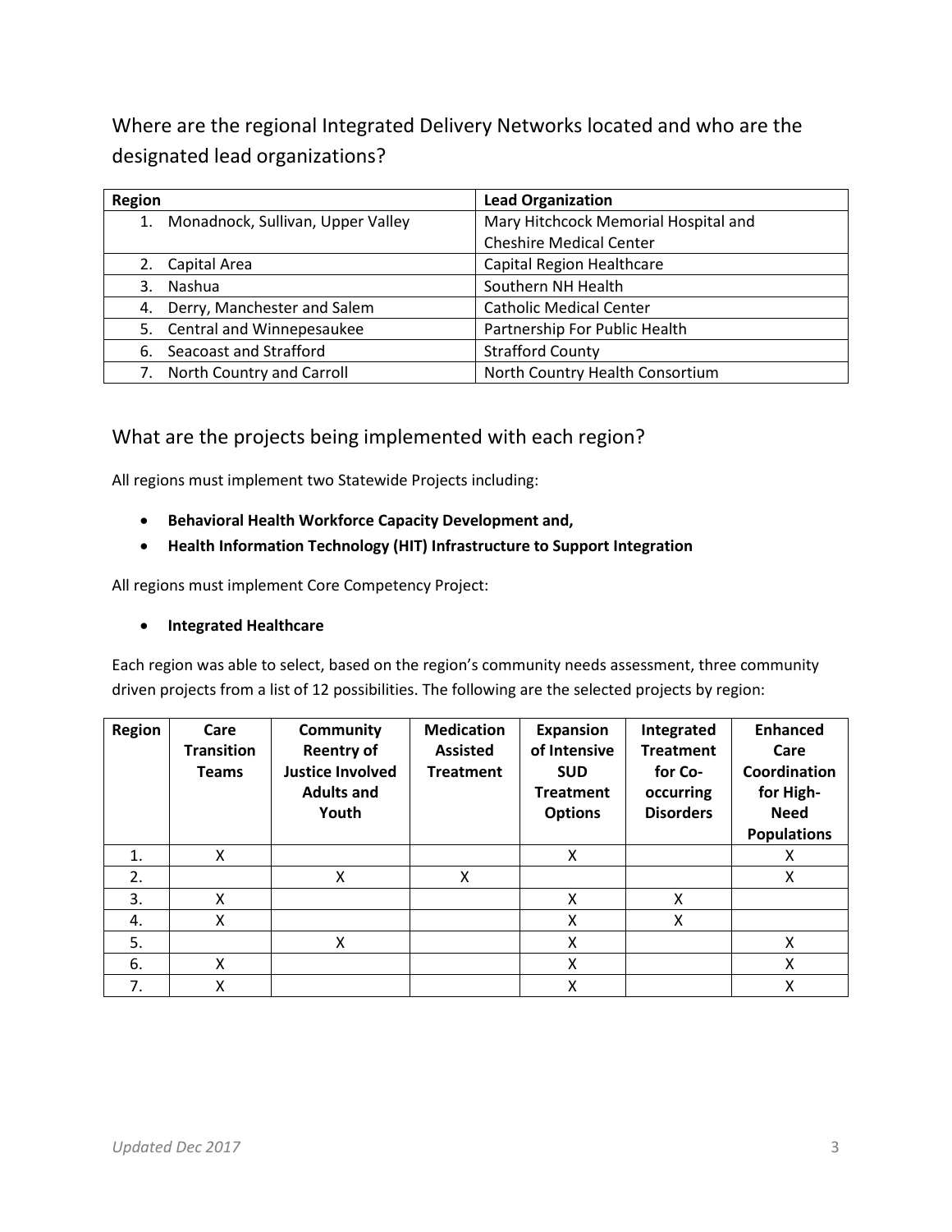## Where are the regional Integrated Delivery Networks located and who are the designated lead organizations?

| Region | Lead Organization |
|---|---|
| 1. Monadnock, Sullivan, Upper Valley | Mary Hitchcock Memorial Hospital and Cheshire Medical Center |
| 2. Capital Area | Capital Region Healthcare |
| 3. Nashua | Southern NH Health |
| 4. Derry, Manchester and Salem | Catholic Medical Center |
| 5. Central and Winnepesaukee | Partnership For Public Health |
| 6. Seacoast and Strafford | Strafford County |
| 7. North Country and Carroll | North Country Health Consortium |

## What are the projects being implemented with each region?

All regions must implement two Statewide Projects including:

- **Behavioral Health Workforce Capacity Development and,**
- **Health Information Technology (HIT) Infrastructure to Support Integration**

All regions must implement Core Competency Project:

- **Integrated Healthcare**

Each region was able to select, based on the region's community needs assessment, three community driven projects from a list of 12 possibilities. The following are the selected projects by region:

| Region | Care Transition Teams | Community Reentry of Justice Involved Adults and Youth | Medication Assisted Treatment | Expansion of Intensive SUD Treatment Options | Integrated Treatment for Co-occurring Disorders | Enhanced Care Coordination for High-Need Populations |
|---|---|---|---|---|---|---|
| 1. | X | | | X | | X |
| 2. | | X | X | | | X |
| 3. | X | | | X | X | |
| 4. | X | | | X | X | |
| 5. | | X | | X | | X |
| 6. | X | | | X | | X |
| 7. | X | | | X | | X |

*Updated Dec 2017*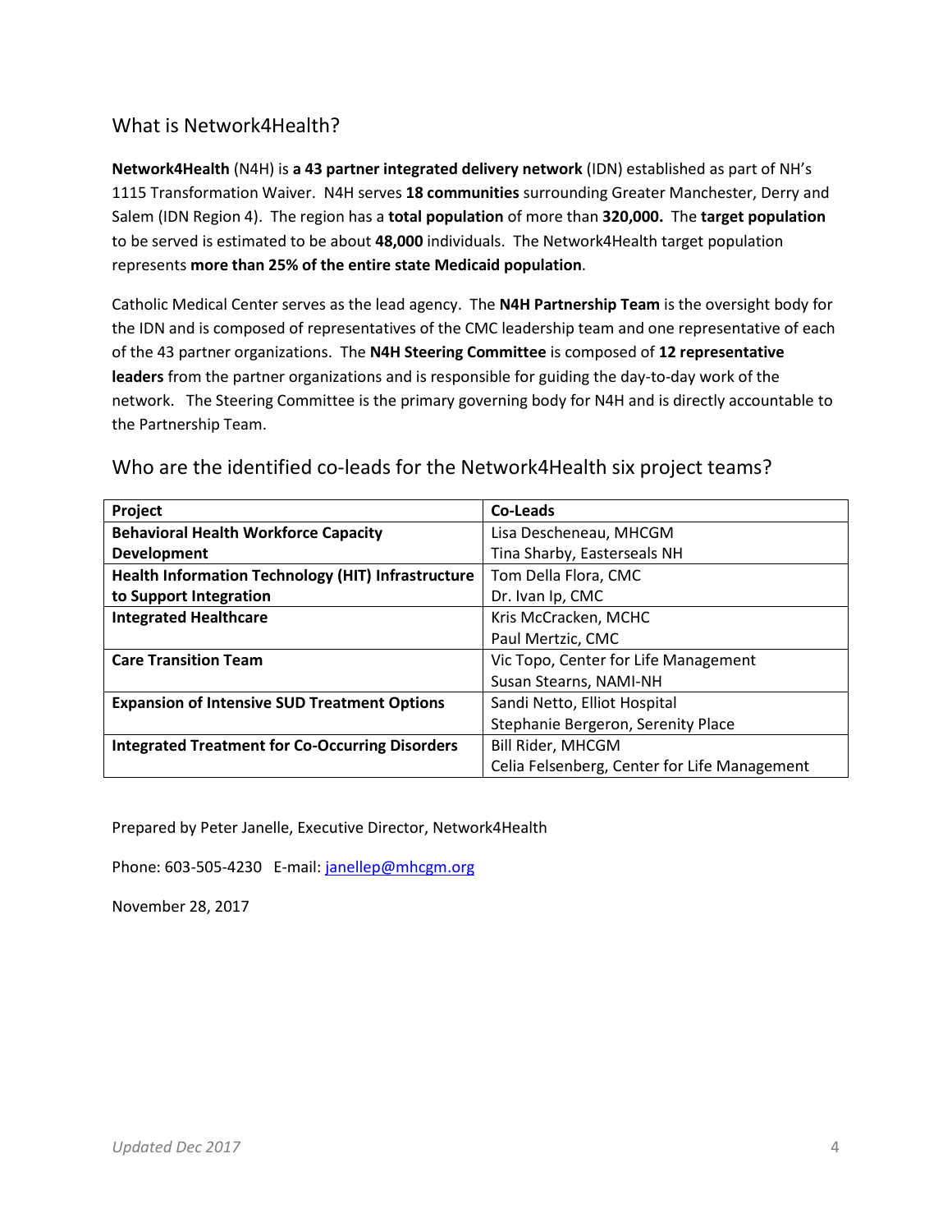## What is Network4Health?

**Network4Health** (N4H) is **a 43 partner integrated delivery network** (IDN) established as part of NH's 1115 Transformation Waiver. N4H serves **18 communities** surrounding Greater Manchester, Derry and Salem (IDN Region 4). The region has a **total population** of more than **320,000.** The **target population** to be served is estimated to be about **48,000** individuals. The Network4Health target population represents **more than 25% of the entire state Medicaid population**.

Catholic Medical Center serves as the lead agency. The **N4H Partnership Team** is the oversight body for the IDN and is composed of representatives of the CMC leadership team and one representative of each of the 43 partner organizations. The **N4H Steering Committee** is composed of **12 representative leaders** from the partner organizations and is responsible for guiding the day-to-day work of the network. The Steering Committee is the primary governing body for N4H and is directly accountable to the Partnership Team.

## Who are the identified co-leads for the Network4Health six project teams?

| Project | Co-Leads |
|---|---|
| **Behavioral Health Workforce Capacity Development** | Lisa Descheneau, MHCGM<br>Tina Sharby, Easterseals NH |
| **Health Information Technology (HIT) Infrastructure to Support Integration** | Tom Della Flora, CMC<br>Dr. Ivan Ip, CMC |
| **Integrated Healthcare** | Kris McCracken, MCHC<br>Paul Mertzic, CMC |
| **Care Transition Team** | Vic Topo, Center for Life Management<br>Susan Stearns, NAMI-NH |
| **Expansion of Intensive SUD Treatment Options** | Sandi Netto, Elliot Hospital<br>Stephanie Bergeron, Serenity Place |
| **Integrated Treatment for Co-Occurring Disorders** | Bill Rider, MHCGM<br>Celia Felsenberg, Center for Life Management |

Prepared by Peter Janelle, Executive Director, Network4Health

Phone: 603-505-4230 E-mail: janellep@mhcgm.org

November 28, 2017